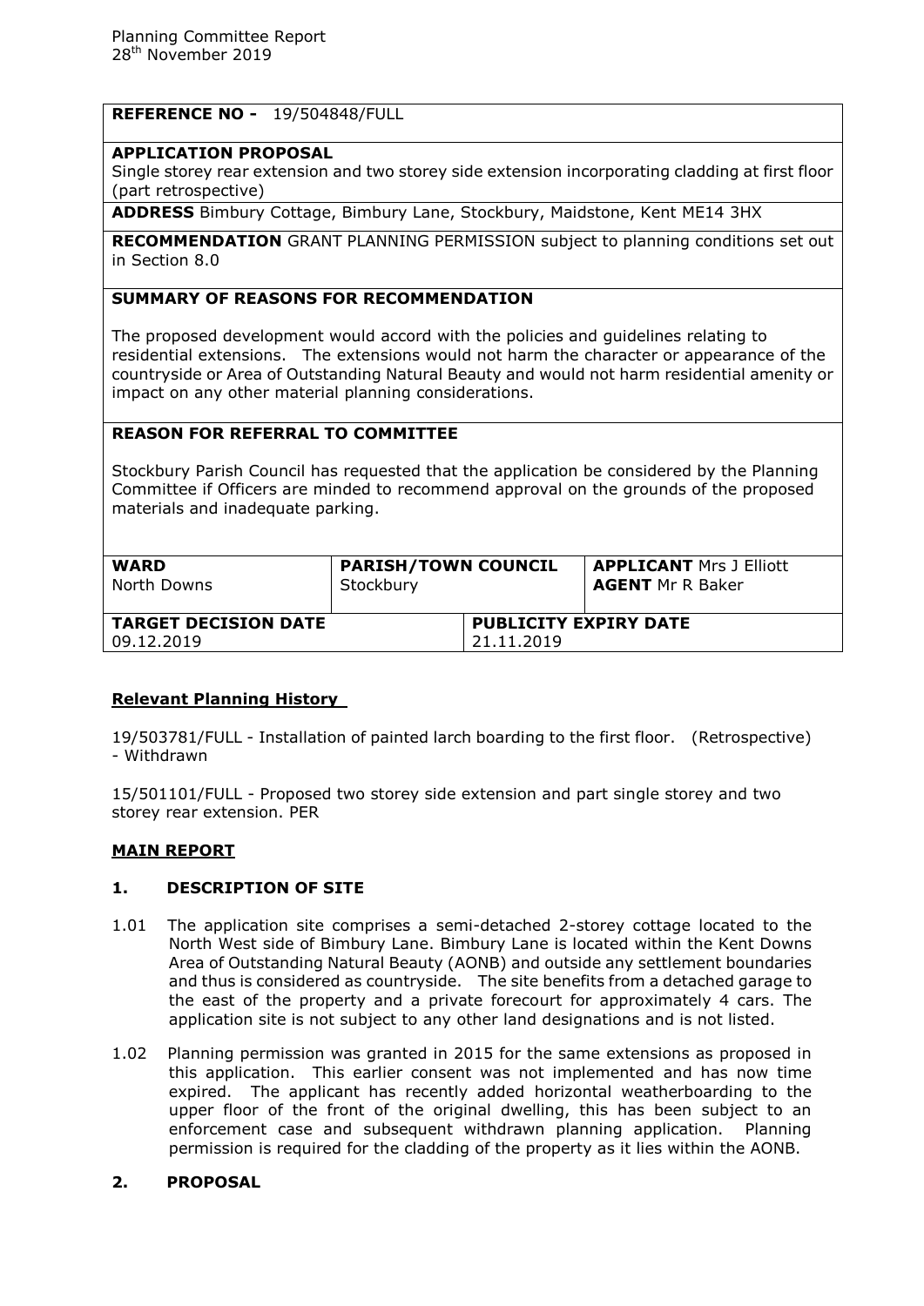Planning Committee Report
28th November 2019

**REFERENCE NO -** 19/504848/FULL

**APPLICATION PROPOSAL**
Single storey rear extension and two storey side extension incorporating cladding at first floor (part retrospective)

**ADDRESS** Bimbury Cottage, Bimbury Lane, Stockbury, Maidstone, Kent ME14 3HX

**RECOMMENDATION** GRANT PLANNING PERMISSION subject to planning conditions set out in Section 8.0

**SUMMARY OF REASONS FOR RECOMMENDATION**

The proposed development would accord with the policies and guidelines relating to residential extensions. The extensions would not harm the character or appearance of the countryside or Area of Outstanding Natural Beauty and would not harm residential amenity or impact on any other material planning considerations.

**REASON FOR REFERRAL TO COMMITTEE**

Stockbury Parish Council has requested that the application be considered by the Planning Committee if Officers are minded to recommend approval on the grounds of the proposed materials and inadequate parking.

| **WARD** North Downs | **PARISH/TOWN COUNCIL** Stockbury | **APPLICANT** Mrs J Elliott **AGENT** Mr R Baker |
|---|---|---|
| **TARGET DECISION DATE** 09.12.2019 | **PUBLICITY EXPIRY DATE** 21.11.2019 | |

## Relevant Planning History

19/503781/FULL - Installation of painted larch boarding to the first floor. (Retrospective) - Withdrawn

15/501101/FULL - Proposed two storey side extension and part single storey and two storey rear extension. PER

## MAIN REPORT

### 1. DESCRIPTION OF SITE

1.01 The application site comprises a semi-detached 2-storey cottage located to the North West side of Bimbury Lane. Bimbury Lane is located within the Kent Downs Area of Outstanding Natural Beauty (AONB) and outside any settlement boundaries and thus is considered as countryside. The site benefits from a detached garage to the east of the property and a private forecourt for approximately 4 cars. The application site is not subject to any other land designations and is not listed.

1.02 Planning permission was granted in 2015 for the same extensions as proposed in this application. This earlier consent was not implemented and has now time expired. The applicant has recently added horizontal weatherboarding to the upper floor of the front of the original dwelling, this has been subject to an enforcement case and subsequent withdrawn planning application. Planning permission is required for the cladding of the property as it lies within the AONB.

### 2. PROPOSAL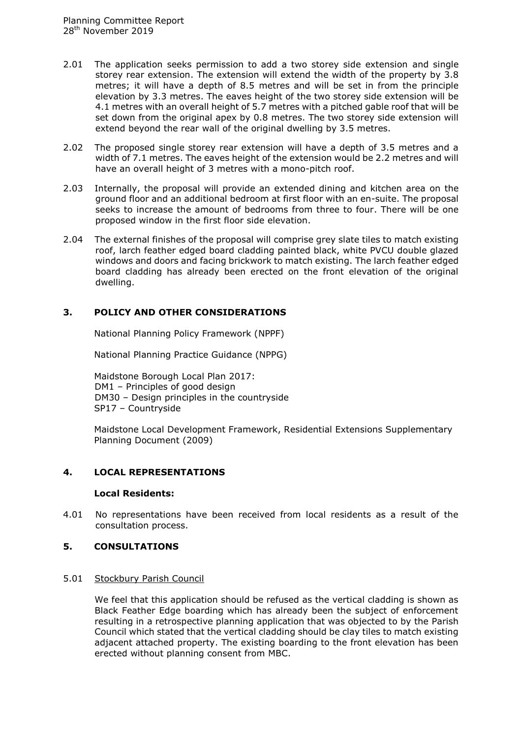2.01 The application seeks permission to add a two storey side extension and single storey rear extension. The extension will extend the width of the property by 3.8 metres; it will have a depth of 8.5 metres and will be set in from the principle elevation by 3.3 metres. The eaves height of the two storey side extension will be 4.1 metres with an overall height of 5.7 metres with a pitched gable roof that will be set down from the original apex by 0.8 metres. The two storey side extension will extend beyond the rear wall of the original dwelling by 3.5 metres.

2.02 The proposed single storey rear extension will have a depth of 3.5 metres and a width of 7.1 metres. The eaves height of the extension would be 2.2 metres and will have an overall height of 3 metres with a mono-pitch roof.

2.03 Internally, the proposal will provide an extended dining and kitchen area on the ground floor and an additional bedroom at first floor with an en-suite. The proposal seeks to increase the amount of bedrooms from three to four. There will be one proposed window in the first floor side elevation.

2.04 The external finishes of the proposal will comprise grey slate tiles to match existing roof, larch feather edged board cladding painted black, white PVCU double glazed windows and doors and facing brickwork to match existing. The larch feather edged board cladding has already been erected on the front elevation of the original dwelling.

## 3. POLICY AND OTHER CONSIDERATIONS

National Planning Policy Framework (NPPF)

National Planning Practice Guidance (NPPG)

Maidstone Borough Local Plan 2017:
DM1 – Principles of good design
DM30 – Design principles in the countryside
SP17 – Countryside

Maidstone Local Development Framework, Residential Extensions Supplementary Planning Document (2009)

## 4. LOCAL REPRESENTATIONS

### Local Residents:

4.01 No representations have been received from local residents as a result of the consultation process.

## 5. CONSULTATIONS

5.01 Stockbury Parish Council

We feel that this application should be refused as the vertical cladding is shown as Black Feather Edge boarding which has already been the subject of enforcement resulting in a retrospective planning application that was objected to by the Parish Council which stated that the vertical cladding should be clay tiles to match existing adjacent attached property. The existing boarding to the front elevation has been erected without planning consent from MBC.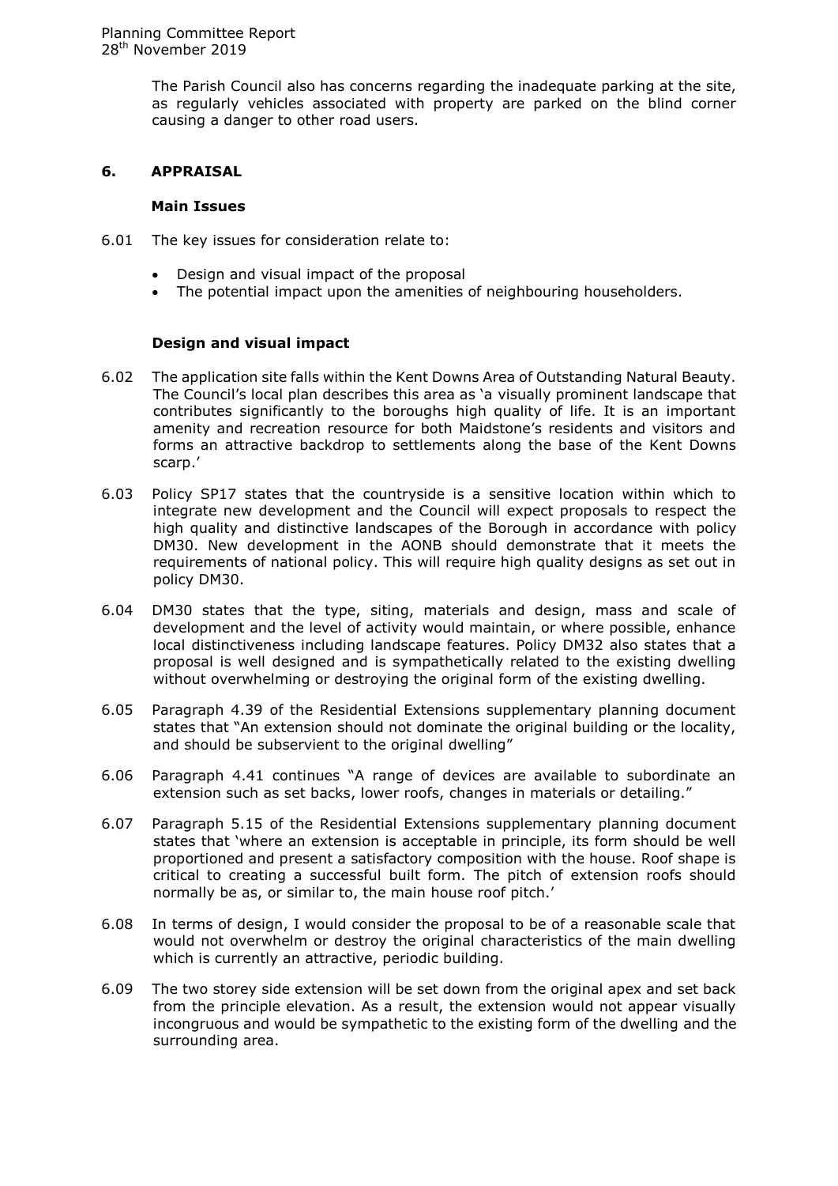The Parish Council also has concerns regarding the inadequate parking at the site, as regularly vehicles associated with property are parked on the blind corner causing a danger to other road users.

## 6. APPRAISAL

### Main Issues

6.01 The key issues for consideration relate to:

- Design and visual impact of the proposal
- The potential impact upon the amenities of neighbouring householders.

### Design and visual impact

6.02 The application site falls within the Kent Downs Area of Outstanding Natural Beauty. The Council's local plan describes this area as 'a visually prominent landscape that contributes significantly to the boroughs high quality of life. It is an important amenity and recreation resource for both Maidstone's residents and visitors and forms an attractive backdrop to settlements along the base of the Kent Downs scarp.'

6.03 Policy SP17 states that the countryside is a sensitive location within which to integrate new development and the Council will expect proposals to respect the high quality and distinctive landscapes of the Borough in accordance with policy DM30. New development in the AONB should demonstrate that it meets the requirements of national policy. This will require high quality designs as set out in policy DM30.

6.04 DM30 states that the type, siting, materials and design, mass and scale of development and the level of activity would maintain, or where possible, enhance local distinctiveness including landscape features. Policy DM32 also states that a proposal is well designed and is sympathetically related to the existing dwelling without overwhelming or destroying the original form of the existing dwelling.

6.05 Paragraph 4.39 of the Residential Extensions supplementary planning document states that "An extension should not dominate the original building or the locality, and should be subservient to the original dwelling"

6.06 Paragraph 4.41 continues "A range of devices are available to subordinate an extension such as set backs, lower roofs, changes in materials or detailing."

6.07 Paragraph 5.15 of the Residential Extensions supplementary planning document states that 'where an extension is acceptable in principle, its form should be well proportioned and present a satisfactory composition with the house. Roof shape is critical to creating a successful built form. The pitch of extension roofs should normally be as, or similar to, the main house roof pitch.'

6.08 In terms of design, I would consider the proposal to be of a reasonable scale that would not overwhelm or destroy the original characteristics of the main dwelling which is currently an attractive, periodic building.

6.09 The two storey side extension will be set down from the original apex and set back from the principle elevation. As a result, the extension would not appear visually incongruous and would be sympathetic to the existing form of the dwelling and the surrounding area.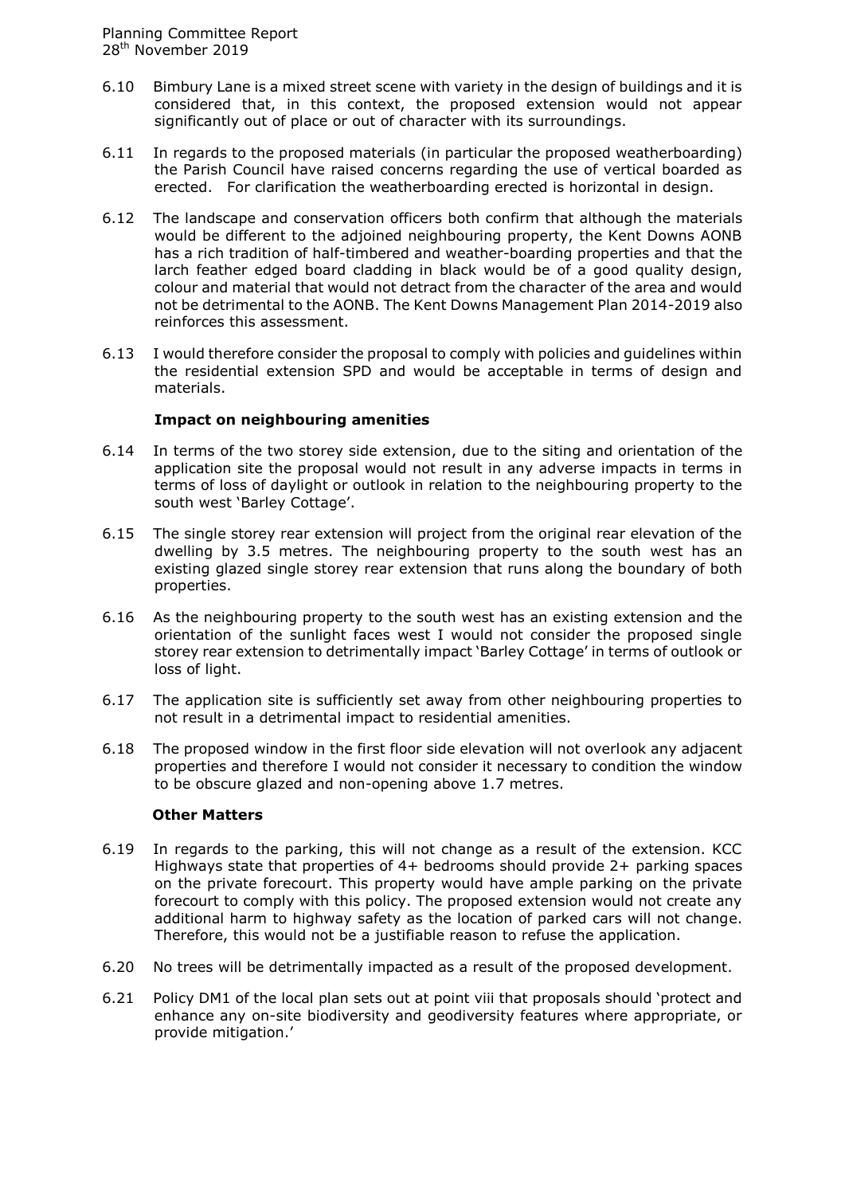6.10 Bimbury Lane is a mixed street scene with variety in the design of buildings and it is considered that, in this context, the proposed extension would not appear significantly out of place or out of character with its surroundings.

6.11 In regards to the proposed materials (in particular the proposed weatherboarding) the Parish Council have raised concerns regarding the use of vertical boarded as erected. For clarification the weatherboarding erected is horizontal in design.

6.12 The landscape and conservation officers both confirm that although the materials would be different to the adjoined neighbouring property, the Kent Downs AONB has a rich tradition of half-timbered and weather-boarding properties and that the larch feather edged board cladding in black would be of a good quality design, colour and material that would not detract from the character of the area and would not be detrimental to the AONB. The Kent Downs Management Plan 2014-2019 also reinforces this assessment.

6.13 I would therefore consider the proposal to comply with policies and guidelines within the residential extension SPD and would be acceptable in terms of design and materials.

**Impact on neighbouring amenities**

6.14 In terms of the two storey side extension, due to the siting and orientation of the application site the proposal would not result in any adverse impacts in terms in terms of loss of daylight or outlook in relation to the neighbouring property to the south west 'Barley Cottage'.

6.15 The single storey rear extension will project from the original rear elevation of the dwelling by 3.5 metres. The neighbouring property to the south west has an existing glazed single storey rear extension that runs along the boundary of both properties.

6.16 As the neighbouring property to the south west has an existing extension and the orientation of the sunlight faces west I would not consider the proposed single storey rear extension to detrimentally impact 'Barley Cottage' in terms of outlook or loss of light.

6.17 The application site is sufficiently set away from other neighbouring properties to not result in a detrimental impact to residential amenities.

6.18 The proposed window in the first floor side elevation will not overlook any adjacent properties and therefore I would not consider it necessary to condition the window to be obscure glazed and non-opening above 1.7 metres.

**Other Matters**

6.19 In regards to the parking, this will not change as a result of the extension. KCC Highways state that properties of 4+ bedrooms should provide 2+ parking spaces on the private forecourt. This property would have ample parking on the private forecourt to comply with this policy. The proposed extension would not create any additional harm to highway safety as the location of parked cars will not change. Therefore, this would not be a justifiable reason to refuse the application.

6.20 No trees will be detrimentally impacted as a result of the proposed development.

6.21 Policy DM1 of the local plan sets out at point viii that proposals should 'protect and enhance any on-site biodiversity and geodiversity features where appropriate, or provide mitigation.'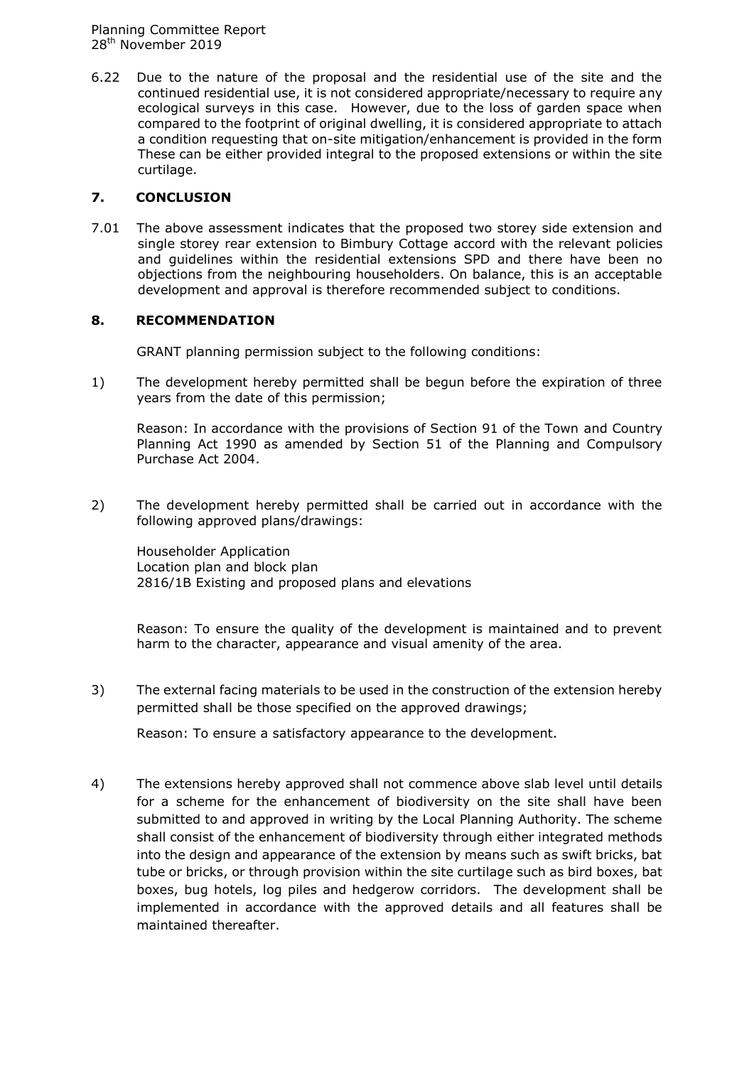6.22 Due to the nature of the proposal and the residential use of the site and the continued residential use, it is not considered appropriate/necessary to require any ecological surveys in this case. However, due to the loss of garden space when compared to the footprint of original dwelling, it is considered appropriate to attach a condition requesting that on-site mitigation/enhancement is provided in the form These can be either provided integral to the proposed extensions or within the site curtilage.

## 7. CONCLUSION

7.01 The above assessment indicates that the proposed two storey side extension and single storey rear extension to Bimbury Cottage accord with the relevant policies and guidelines within the residential extensions SPD and there have been no objections from the neighbouring householders. On balance, this is an acceptable development and approval is therefore recommended subject to conditions.

## 8. RECOMMENDATION

GRANT planning permission subject to the following conditions:

1) The development hereby permitted shall be begun before the expiration of three years from the date of this permission;

   Reason: In accordance with the provisions of Section 91 of the Town and Country Planning Act 1990 as amended by Section 51 of the Planning and Compulsory Purchase Act 2004.

2) The development hereby permitted shall be carried out in accordance with the following approved plans/drawings:

   Householder Application
   Location plan and block plan
   2816/1B Existing and proposed plans and elevations

   Reason: To ensure the quality of the development is maintained and to prevent harm to the character, appearance and visual amenity of the area.

3) The external facing materials to be used in the construction of the extension hereby permitted shall be those specified on the approved drawings;

   Reason: To ensure a satisfactory appearance to the development.

4) The extensions hereby approved shall not commence above slab level until details for a scheme for the enhancement of biodiversity on the site shall have been submitted to and approved in writing by the Local Planning Authority. The scheme shall consist of the enhancement of biodiversity through either integrated methods into the design and appearance of the extension by means such as swift bricks, bat tube or bricks, or through provision within the site curtilage such as bird boxes, bat boxes, bug hotels, log piles and hedgerow corridors. The development shall be implemented in accordance with the approved details and all features shall be maintained thereafter.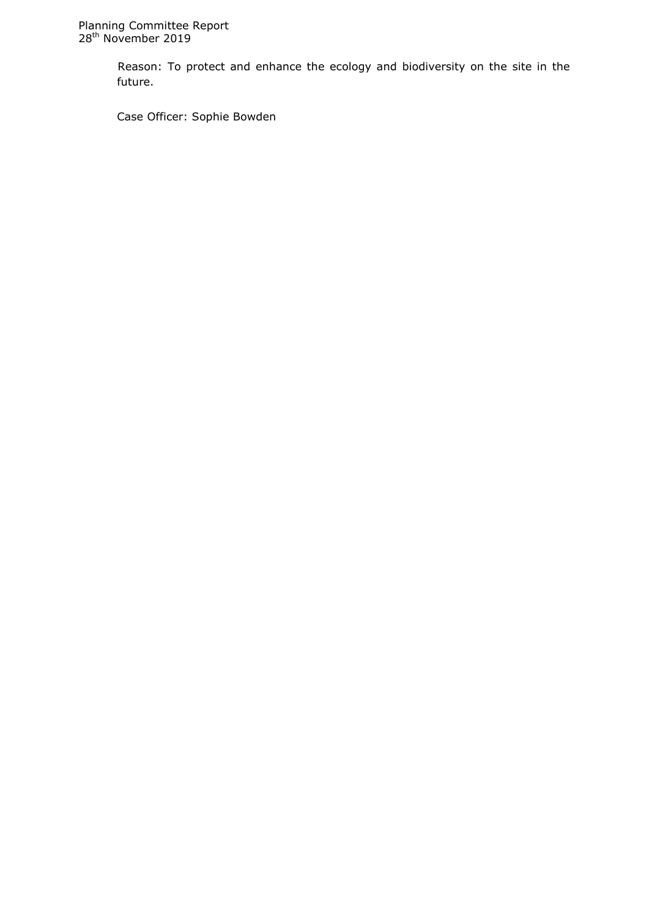Reason: To protect and enhance the ecology and biodiversity on the site in the future.

Case Officer: Sophie Bowden